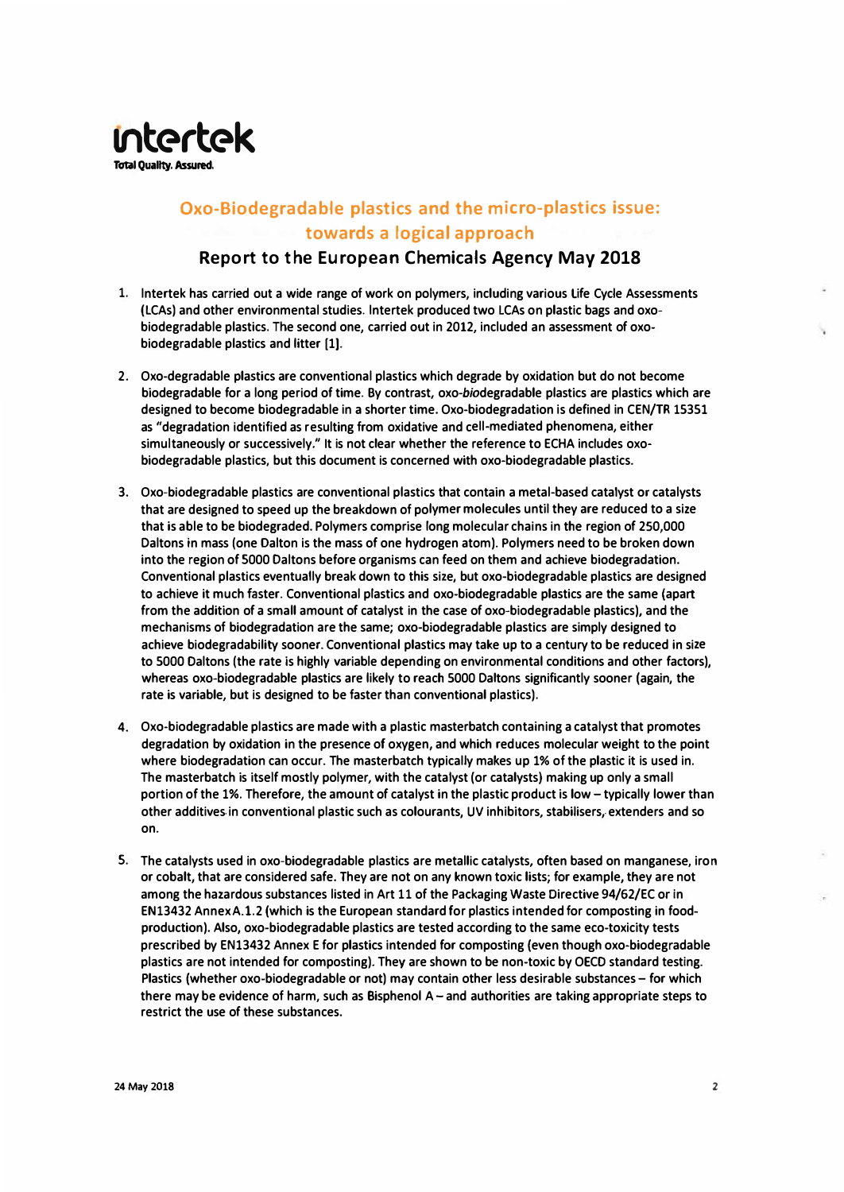**intertek**
**Total Quality. Assured.**

# Oxo-Biodegradable plastics and the micro-plastics issue: towards a logical approach

## Report to the European Chemicals Agency May 2018

1. Intertek has carried out a wide range of work on polymers, including various Life Cycle Assessments (LCAs) and other environmental studies. Intertek produced two LCAs on plastic bags and oxo-biodegradable plastics. The second one, carried out in 2012, included an assessment of oxo-biodegradable plastics and litter [1].

2. Oxo-degradable plastics are conventional plastics which degrade by oxidation but do not become biodegradable for a long period of time. By contrast, oxo-*bio*degradable plastics are plastics which are designed to become biodegradable in a shorter time. Oxo-biodegradation is defined in CEN/TR 15351 as "degradation identified as resulting from oxidative and cell-mediated phenomena, either simultaneously or successively." It is not clear whether the reference to ECHA includes oxo-biodegradable plastics, but this document is concerned with oxo-biodegradable plastics.

3. Oxo-biodegradable plastics are conventional plastics that contain a metal-based catalyst or catalysts that are designed to speed up the breakdown of polymer molecules until they are reduced to a size that is able to be biodegraded. Polymers comprise long molecular chains in the region of 250,000 Daltons in mass (one Dalton is the mass of one hydrogen atom). Polymers need to be broken down into the region of 5000 Daltons before organisms can feed on them and achieve biodegradation. Conventional plastics eventually break down to this size, but oxo-biodegradable plastics are designed to achieve it much faster. Conventional plastics and oxo-biodegradable plastics are the same (apart from the addition of a small amount of catalyst in the case of oxo-biodegradable plastics), and the mechanisms of biodegradation are the same; oxo-biodegradable plastics are simply designed to achieve biodegradability sooner. Conventional plastics may take up to a century to be reduced in size to 5000 Daltons (the rate is highly variable depending on environmental conditions and other factors), whereas oxo-biodegradable plastics are likely to reach 5000 Daltons significantly sooner (again, the rate is variable, but is designed to be faster than conventional plastics).

4. Oxo-biodegradable plastics are made with a plastic masterbatch containing a catalyst that promotes degradation by oxidation in the presence of oxygen, and which reduces molecular weight to the point where biodegradation can occur. The masterbatch typically makes up 1% of the plastic it is used in. The masterbatch is itself mostly polymer, with the catalyst (or catalysts) making up only a small portion of the 1%. Therefore, the amount of catalyst in the plastic product is low – typically lower than other additives in conventional plastic such as colourants, UV inhibitors, stabilisers, extenders and so on.

5. The catalysts used in oxo-biodegradable plastics are metallic catalysts, often based on manganese, iron or cobalt, that are considered safe. They are not on any known toxic lists; for example, they are not among the hazardous substances listed in Art 11 of the Packaging Waste Directive 94/62/EC or in EN13432 Annex A.1.2 (which is the European standard for plastics intended for composting in food-production). Also, oxo-biodegradable plastics are tested according to the same eco-toxicity tests prescribed by EN13432 Annex E for plastics intended for composting (even though oxo-biodegradable plastics are not intended for composting). They are shown to be non-toxic by OECD standard testing. Plastics (whether oxo-biodegradable or not) may contain other less desirable substances – for which there may be evidence of harm, such as Bisphenol A – and authorities are taking appropriate steps to restrict the use of these substances.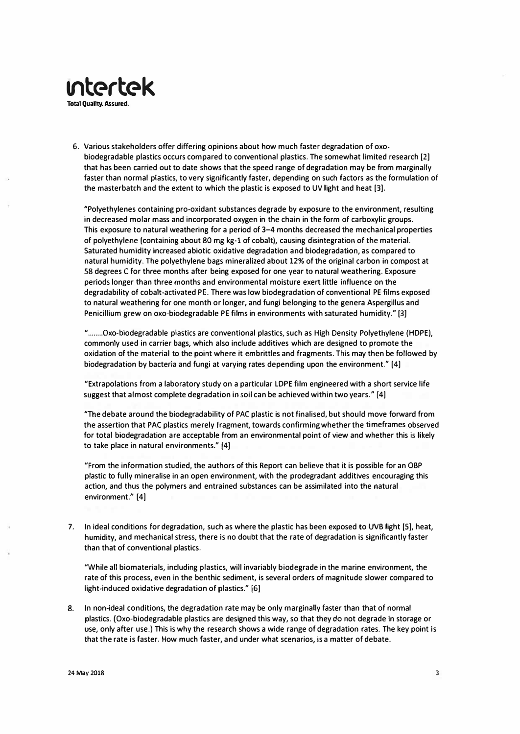6. Various stakeholders offer differing opinions about how much faster degradation of oxo-biodegradable plastics occurs compared to conventional plastics. The somewhat limited research [2] that has been carried out to date shows that the speed range of degradation may be from marginally faster than normal plastics, to very significantly faster, depending on such factors as the formulation of the masterbatch and the extent to which the plastic is exposed to UV light and heat [3].

   "Polyethylenes containing pro-oxidant substances degrade by exposure to the environment, resulting in decreased molar mass and incorporated oxygen in the chain in the form of carboxylic groups. This exposure to natural weathering for a period of 3–4 months decreased the mechanical properties of polyethylene (containing about 80 mg kg-1 of cobalt), causing disintegration of the material. Saturated humidity increased abiotic oxidative degradation and biodegradation, as compared to natural humidity. The polyethylene bags mineralized about 12% of the original carbon in compost at 58 degrees C for three months after being exposed for one year to natural weathering. Exposure periods longer than three months and environmental moisture exert little influence on the degradability of cobalt-activated PE. There was low biodegradation of conventional PE films exposed to natural weathering for one month or longer, and fungi belonging to the genera Aspergillus and Penicillium grew on oxo-biodegradable PE films in environments with saturated humidity." [3]

   "........Oxo-biodegradable plastics are conventional plastics, such as High Density Polyethylene (HDPE), commonly used in carrier bags, which also include additives which are designed to promote the oxidation of the material to the point where it embrittles and fragments. This may then be followed by biodegradation by bacteria and fungi at varying rates depending upon the environment." [4]

   "Extrapolations from a laboratory study on a particular LDPE film engineered with a short service life suggest that almost complete degradation in soil can be achieved within two years." [4]

   "The debate around the biodegradability of PAC plastic is not finalised, but should move forward from the assertion that PAC plastics merely fragment, towards confirming whether the timeframes observed for total biodegradation are acceptable from an environmental point of view and whether this is likely to take place in natural environments." [4]

   "From the information studied, the authors of this Report can believe that it is possible for an OBP plastic to fully mineralise in an open environment, with the prodegradant additives encouraging this action, and thus the polymers and entrained substances can be assimilated into the natural environment." [4]

7. In ideal conditions for degradation, such as where the plastic has been exposed to UVB light [5], heat, humidity, and mechanical stress, there is no doubt that the rate of degradation is significantly faster than that of conventional plastics.

   "While all biomaterials, including plastics, will invariably biodegrade in the marine environment, the rate of this process, even in the benthic sediment, is several orders of magnitude slower compared to light-induced oxidative degradation of plastics." [6]

8. In non-ideal conditions, the degradation rate may be only marginally faster than that of normal plastics. (Oxo-biodegradable plastics are designed this way, so that they do not degrade in storage or use, only after use.) This is why the research shows a wide range of degradation rates. The key point is that the rate is faster. How much faster, and under what scenarios, is a matter of debate.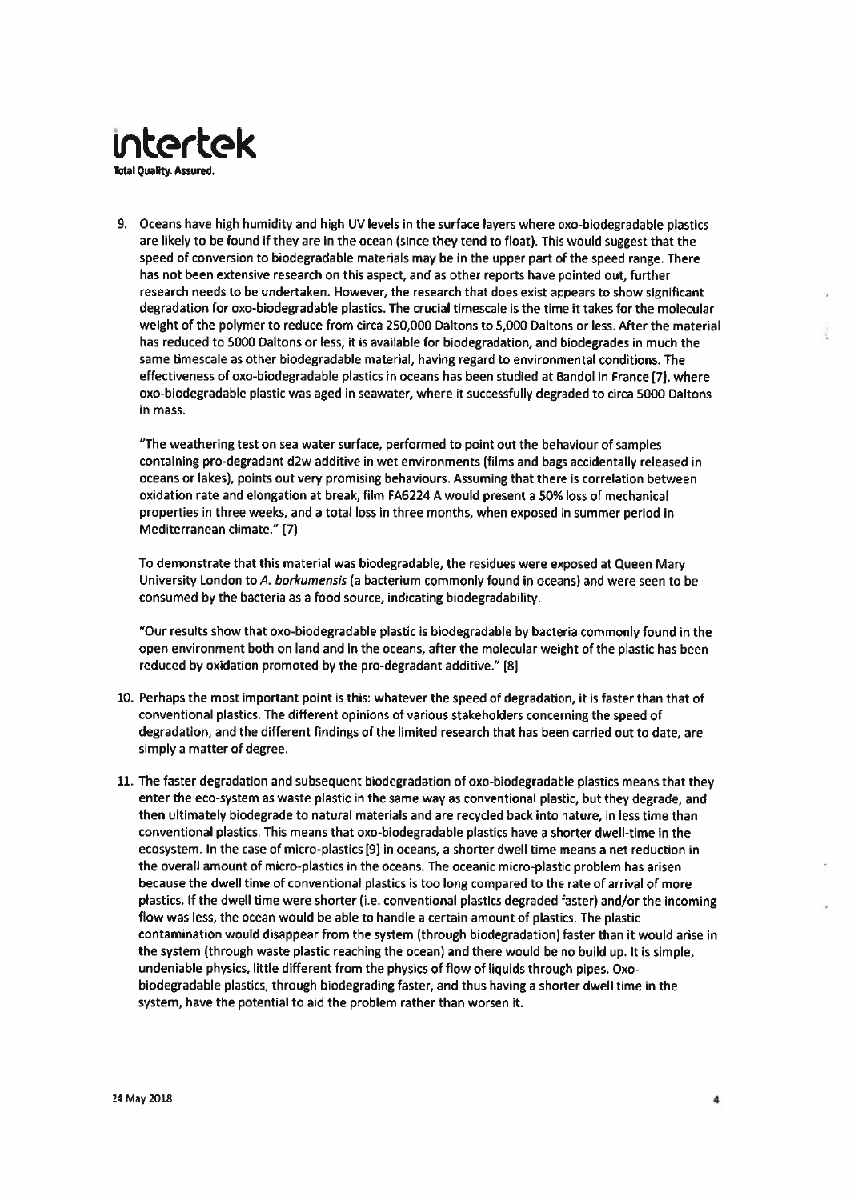9. Oceans have high humidity and high UV levels in the surface layers where oxo-biodegradable plastics are likely to be found if they are in the ocean (since they tend to float). This would suggest that the speed of conversion to biodegradable materials may be in the upper part of the speed range. There has not been extensive research on this aspect, and as other reports have pointed out, further research needs to be undertaken. However, the research that does exist appears to show significant degradation for oxo-biodegradable plastics. The crucial timescale is the time it takes for the molecular weight of the polymer to reduce from circa 250,000 Daltons to 5,000 Daltons or less. After the material has reduced to 5000 Daltons or less, it is available for biodegradation, and biodegrades in much the same timescale as other biodegradable material, having regard to environmental conditions. The effectiveness of oxo-biodegradable plastics in oceans has been studied at Bandol in France [7], where oxo-biodegradable plastic was aged in seawater, where it successfully degraded to circa 5000 Daltons in mass.

   "The weathering test on sea water surface, performed to point out the behaviour of samples containing pro-degradant d2w additive in wet environments (films and bags accidentally released in oceans or lakes), points out very promising behaviours. Assuming that there is correlation between oxidation rate and elongation at break, film FA6224 A would present a 50% loss of mechanical properties in three weeks, and a total loss in three months, when exposed in summer period in Mediterranean climate." [7]

   To demonstrate that this material was biodegradable, the residues were exposed at Queen Mary University London to *A. borkumensis* (a bacterium commonly found in oceans) and were seen to be consumed by the bacteria as a food source, indicating biodegradability.

   "Our results show that oxo-biodegradable plastic is biodegradable by bacteria commonly found in the open environment both on land and in the oceans, after the molecular weight of the plastic has been reduced by oxidation promoted by the pro-degradant additive." [8]

10. Perhaps the most important point is this: whatever the speed of degradation, it is faster than that of conventional plastics. The different opinions of various stakeholders concerning the speed of degradation, and the different findings of the limited research that has been carried out to date, are simply a matter of degree.

11. The faster degradation and subsequent biodegradation of oxo-biodegradable plastics means that they enter the eco-system as waste plastic in the same way as conventional plastic, but they degrade, and then ultimately biodegrade to natural materials and are recycled back into nature, in less time than conventional plastics. This means that oxo-biodegradable plastics have a shorter dwell-time in the ecosystem. In the case of micro-plastics [9] in oceans, a shorter dwell time means a net reduction in the overall amount of micro-plastics in the oceans. The oceanic micro-plastic problem has arisen because the dwell time of conventional plastics is too long compared to the rate of arrival of more plastics. If the dwell time were shorter (i.e. conventional plastics degraded faster) and/or the incoming flow was less, the ocean would be able to handle a certain amount of plastics. The plastic contamination would disappear from the system (through biodegradation) faster than it would arise in the system (through waste plastic reaching the ocean) and there would be no build up. It is simple, undeniable physics, little different from the physics of flow of liquids through pipes. Oxo-biodegradable plastics, through biodegrading faster, and thus having a shorter dwell time in the system, have the potential to aid the problem rather than worsen it.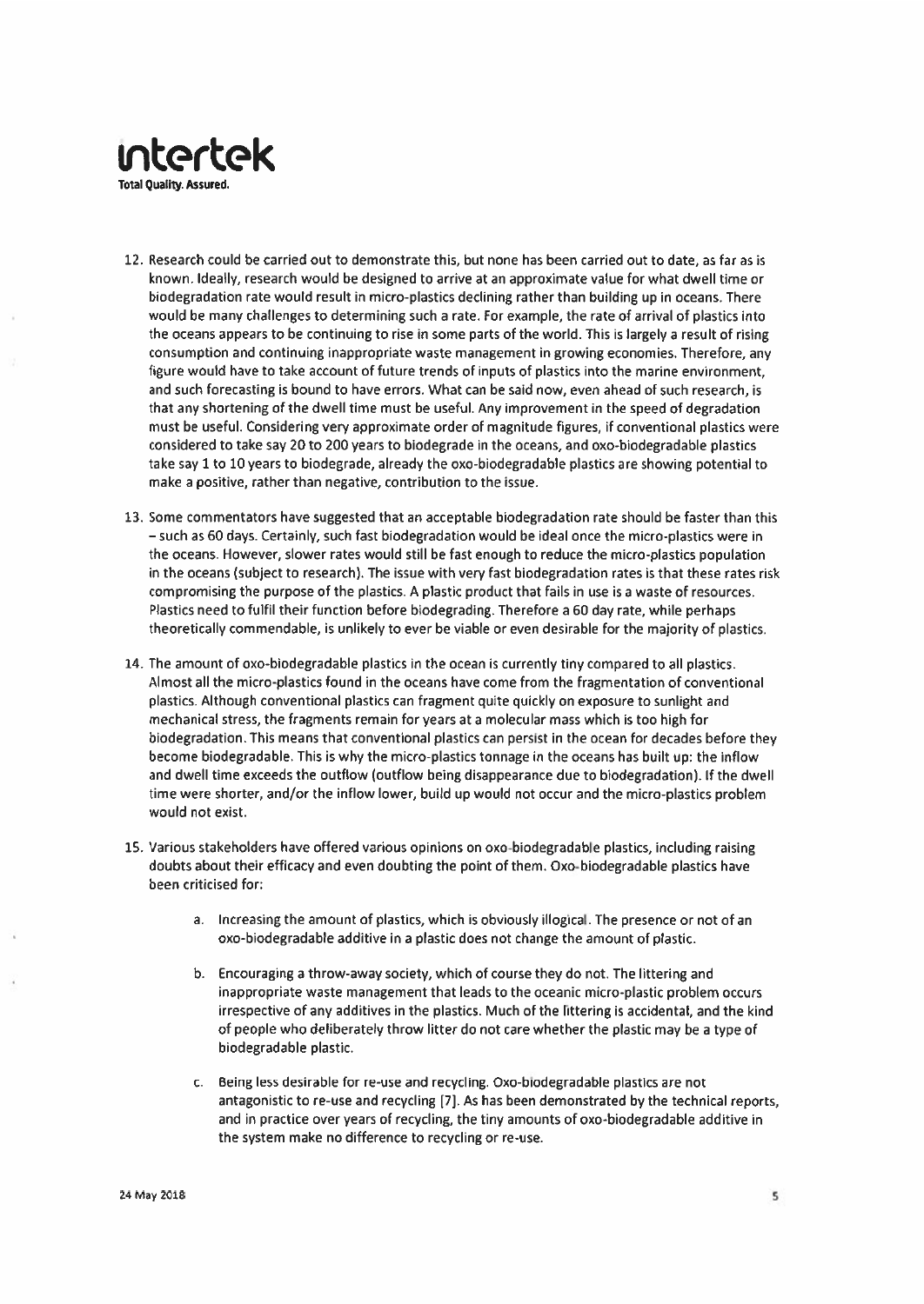12. Research could be carried out to demonstrate this, but none has been carried out to date, as far as is known. Ideally, research would be designed to arrive at an approximate value for what dwell time or biodegradation rate would result in micro-plastics declining rather than building up in oceans. There would be many challenges to determining such a rate. For example, the rate of arrival of plastics into the oceans appears to be continuing to rise in some parts of the world. This is largely a result of rising consumption and continuing inappropriate waste management in growing economies. Therefore, any figure would have to take account of future trends of inputs of plastics into the marine environment, and such forecasting is bound to have errors. What can be said now, even ahead of such research, is that any shortening of the dwell time must be useful. Any improvement in the speed of degradation must be useful. Considering very approximate order of magnitude figures, if conventional plastics were considered to take say 20 to 200 years to biodegrade in the oceans, and oxo-biodegradable plastics take say 1 to 10 years to biodegrade, already the oxo-biodegradable plastics are showing potential to make a positive, rather than negative, contribution to the issue.

13. Some commentators have suggested that an acceptable biodegradation rate should be faster than this – such as 60 days. Certainly, such fast biodegradation would be ideal once the micro-plastics were in the oceans. However, slower rates would still be fast enough to reduce the micro-plastics population in the oceans (subject to research). The issue with very fast biodegradation rates is that these rates risk compromising the purpose of the plastics. A plastic product that fails in use is a waste of resources. Plastics need to fulfil their function before biodegrading. Therefore a 60 day rate, while perhaps theoretically commendable, is unlikely to ever be viable or even desirable for the majority of plastics.

14. The amount of oxo-biodegradable plastics in the ocean is currently tiny compared to all plastics. Almost all the micro-plastics found in the oceans have come from the fragmentation of conventional plastics. Although conventional plastics can fragment quite quickly on exposure to sunlight and mechanical stress, the fragments remain for years at a molecular mass which is too high for biodegradation. This means that conventional plastics can persist in the ocean for decades before they become biodegradable. This is why the micro-plastics tonnage in the oceans has built up: the inflow and dwell time exceeds the outflow (outflow being disappearance due to biodegradation). If the dwell time were shorter, and/or the inflow lower, build up would not occur and the micro-plastics problem would not exist.

15. Various stakeholders have offered various opinions on oxo-biodegradable plastics, including raising doubts about their efficacy and even doubting the point of them. Oxo-biodegradable plastics have been criticised for:

    a. Increasing the amount of plastics, which is obviously illogical. The presence or not of an oxo-biodegradable additive in a plastic does not change the amount of plastic.

    b. Encouraging a throw-away society, which of course they do not. The littering and inappropriate waste management that leads to the oceanic micro-plastic problem occurs irrespective of any additives in the plastics. Much of the littering is accidental, and the kind of people who deliberately throw litter do not care whether the plastic may be a type of biodegradable plastic.

    c. Being less desirable for re-use and recycling. Oxo-biodegradable plastics are not antagonistic to re-use and recycling [7]. As has been demonstrated by the technical reports, and in practice over years of recycling, the tiny amounts of oxo-biodegradable additive in the system make no difference to recycling or re-use.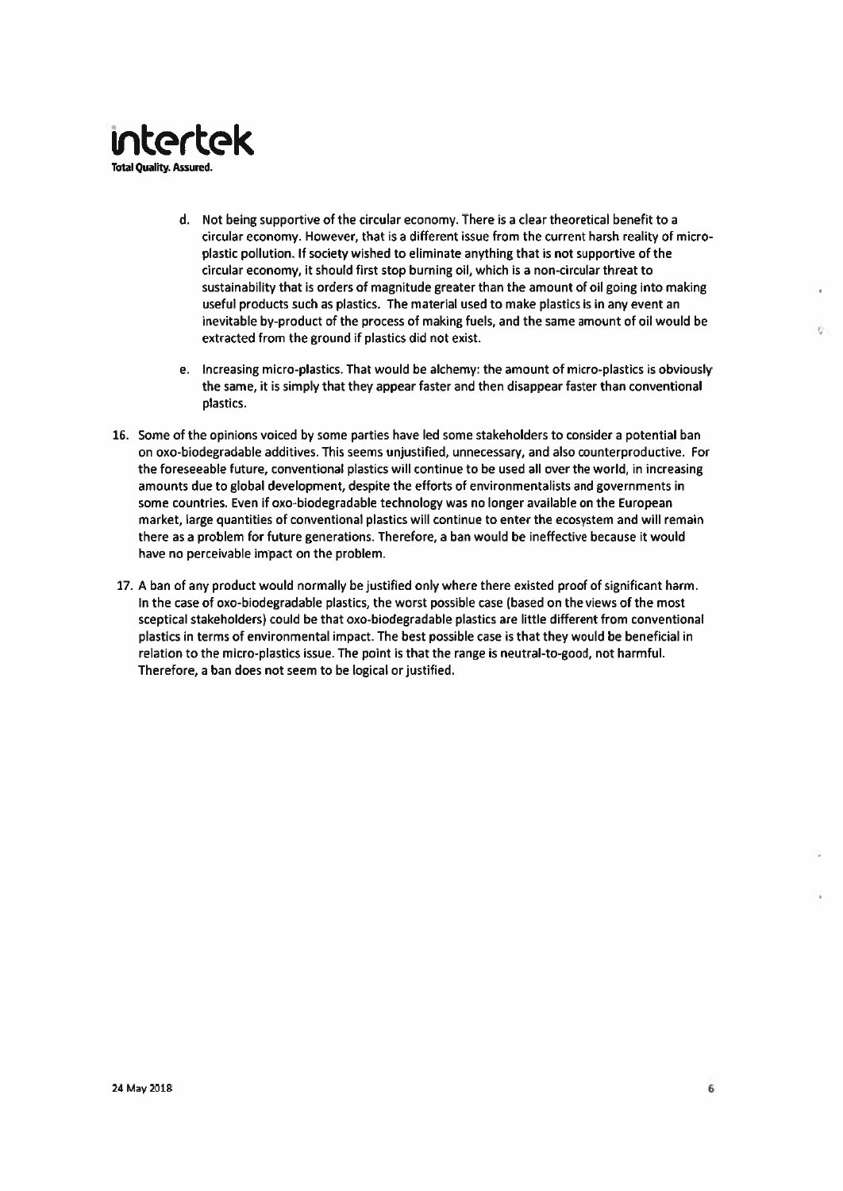d. Not being supportive of the circular economy. There is a clear theoretical benefit to a circular economy. However, that is a different issue from the current harsh reality of micro-plastic pollution. If society wished to eliminate anything that is not supportive of the circular economy, it should first stop burning oil, which is a non-circular threat to sustainability that is orders of magnitude greater than the amount of oil going into making useful products such as plastics. The material used to make plastics is in any event an inevitable by-product of the process of making fuels, and the same amount of oil would be extracted from the ground if plastics did not exist.

e. Increasing micro-plastics. That would be alchemy: the amount of micro-plastics is obviously the same, it is simply that they appear faster and then disappear faster than conventional plastics.

16. Some of the opinions voiced by some parties have led some stakeholders to consider a potential ban on oxo-biodegradable additives. This seems unjustified, unnecessary, and also counterproductive. For the foreseeable future, conventional plastics will continue to be used all over the world, in increasing amounts due to global development, despite the efforts of environmentalists and governments in some countries. Even if oxo-biodegradable technology was no longer available on the European market, large quantities of conventional plastics will continue to enter the ecosystem and will remain there as a problem for future generations. Therefore, a ban would be ineffective because it would have no perceivable impact on the problem.

17. A ban of any product would normally be justified only where there existed proof of significant harm. In the case of oxo-biodegradable plastics, the worst possible case (based on the views of the most sceptical stakeholders) could be that oxo-biodegradable plastics are little different from conventional plastics in terms of environmental impact. The best possible case is that they would be beneficial in relation to the micro-plastics issue. The point is that the range is neutral-to-good, not harmful. Therefore, a ban does not seem to be logical or justified.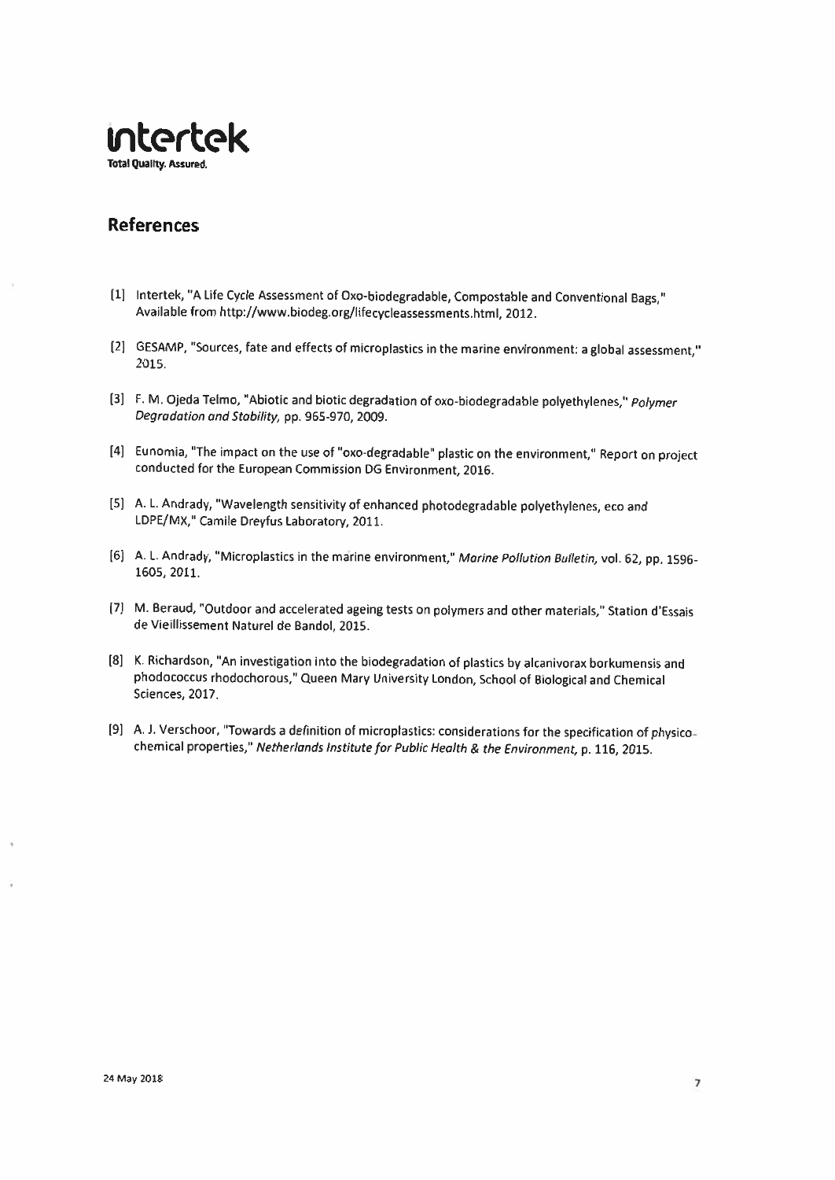## References

[1] Intertek, "A Life Cycle Assessment of Oxo-biodegradable, Compostable and Conventional Bags," Available from http://www.biodeg.org/lifecycleassessments.html, 2012.

[2] GESAMP, "Sources, fate and effects of microplastics in the marine environment: a global assessment," 2015.

[3] F. M. Ojeda Telmo, "Abiotic and biotic degradation of oxo-biodegradable polyethylenes," *Polymer Degradation and Stability*, pp. 965-970, 2009.

[4] Eunomia, "The impact on the use of "oxo-degradable" plastic on the environment," Report on project conducted for the European Commission DG Environment, 2016.

[5] A. L. Andrady, "Wavelength sensitivity of enhanced photodegradable polyethylenes, eco and LDPE/MX," Camile Dreyfus Laboratory, 2011.

[6] A. L. Andrady, "Microplastics in the marine environment," *Marine Pollution Bulletin*, vol. 62, pp. 1596-1605, 2011.

[7] M. Beraud, "Outdoor and accelerated ageing tests on polymers and other materials," Station d'Essais de Vieillissement Naturel de Bandol, 2015.

[8] K. Richardson, "An investigation into the biodegradation of plastics by alcanivorax borkumensis and phodococcus rhodochorous," Queen Mary University London, School of Biological and Chemical Sciences, 2017.

[9] A. J. Verschoor, "Towards a definition of microplastics: considerations for the specification of physico-chemical properties," *Netherlands Institute for Public Health & the Environment*, p. 116, 2015.

24 May 2018